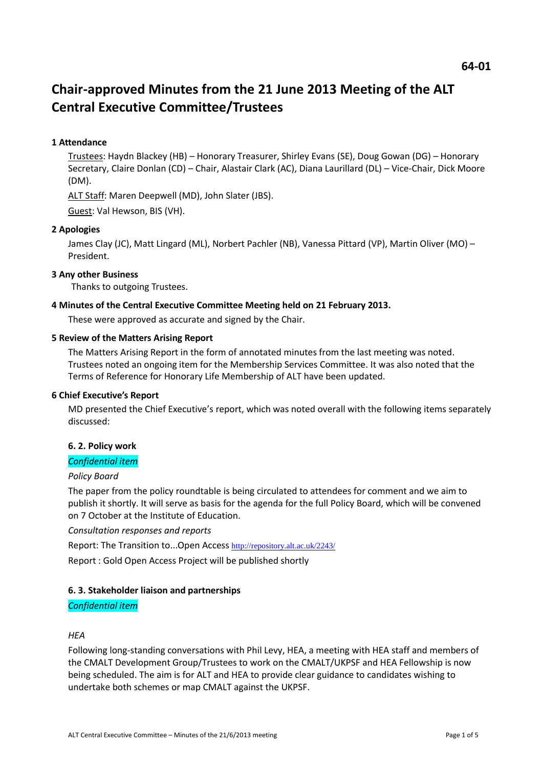64-01

# Chair-approved Minutes from the 21 June 2013 Meeting of the ALT Central Executive Committee/Trustees

### 1 Attendance

Trustees: Haydn Blackey (HB) – Honorary Treasurer, Shirley Evans (SE), Doug Gowan (DG) – Honorary Secretary, Claire Donlan (CD) – Chair, Alastair Clark (AC), Diana Laurillard (DL) – Vice-Chair, Dick Moore (DM).

ALT Staff: Maren Deepwell (MD), John Slater (JBS).

Guest: Val Hewson, BIS (VH).

### 2 Apologies

James Clay (JC), Matt Lingard (ML), Norbert Pachler (NB), Vanessa Pittard (VP), Martin Oliver (MO) – President.

### 3 Any other Business

Thanks to outgoing Trustees.

### 4 Minutes of the Central Executive Committee Meeting held on 21 February 2013.

These were approved as accurate and signed by the Chair.

### 5 Review of the Matters Arising Report

The Matters Arising Report in the form of annotated minutes from the last meeting was noted. Trustees noted an ongoing item for the Membership Services Committee. It was also noted that the Terms of Reference for Honorary Life Membership of ALT have been updated.

### 6 Chief Executive's Report

MD presented the Chief Executive's report, which was noted overall with the following items separately discussed:

#### 6. 2. Policy work

*Confidential item*

*Policy Board*

The paper from the policy roundtable is being circulated to attendees for comment and we aim to publish it shortly. It will serve as basis for the agenda for the full Policy Board, which will be convened on 7 October at the Institute of Education.

*Consultation responses and reports*

Report: The Transition to...Open Access http://repository.alt.ac.uk/2243/

Report : Gold Open Access Project will be published shortly

#### 6. 3. Stakeholder liaison and partnerships

*Confidential item*

*HEA*

Following long-standing conversations with Phil Levy, HEA, a meeting with HEA staff and members of the CMALT Development Group/Trustees to work on the CMALT/UKPSF and HEA Fellowship is now being scheduled. The aim is for ALT and HEA to provide clear guidance to candidates wishing to undertake both schemes or map CMALT against the UKPSF.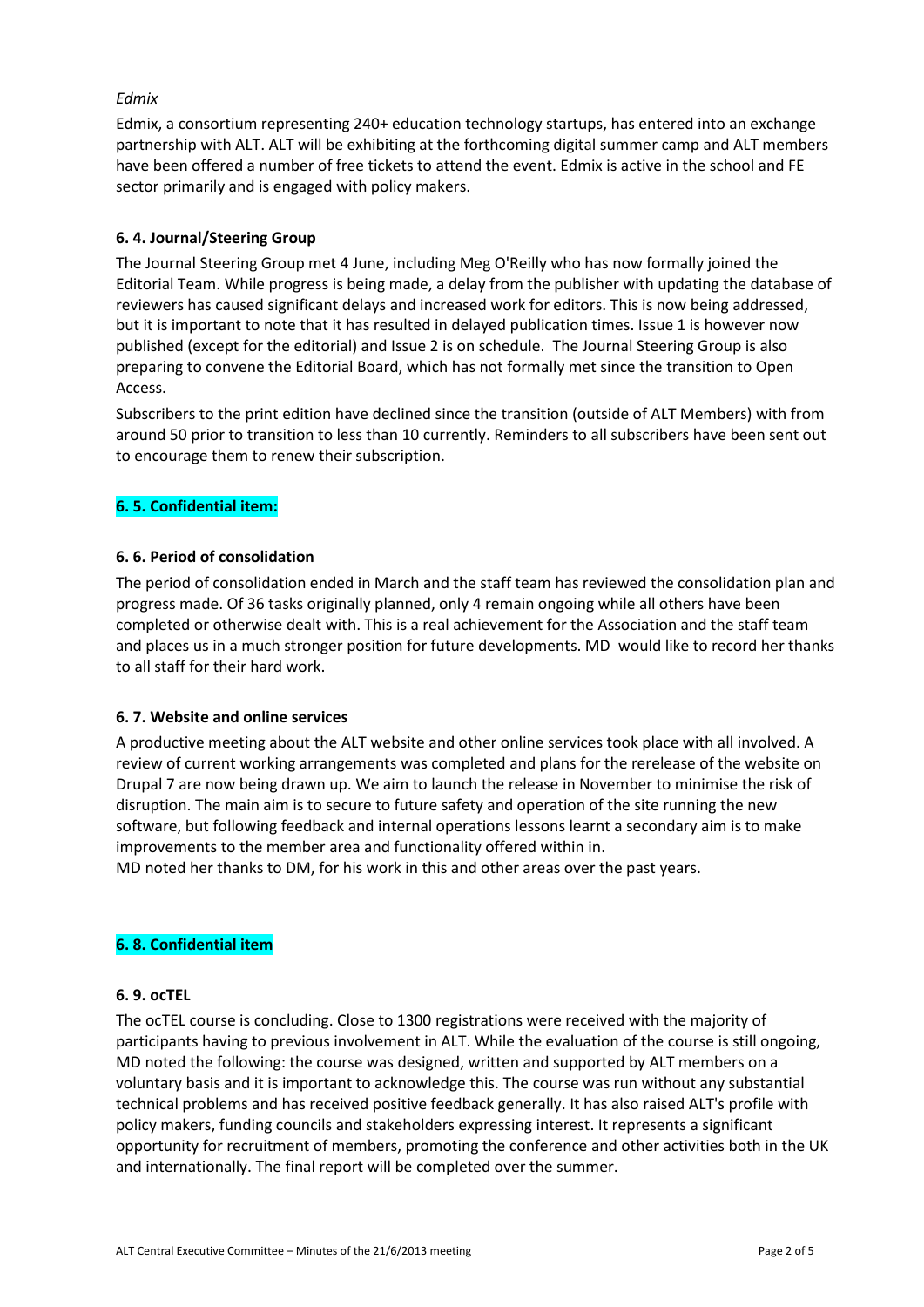*Edmix*

Edmix, a consortium representing 240+ education technology startups, has entered into an exchange partnership with ALT. ALT will be exhibiting at the forthcoming digital summer camp and ALT members have been offered a number of free tickets to attend the event. Edmix is active in the school and FE sector primarily and is engaged with policy makers.

**6. 4. Journal/Steering Group**

The Journal Steering Group met 4 June, including Meg O'Reilly who has now formally joined the Editorial Team. While progress is being made, a delay from the publisher with updating the database of reviewers has caused significant delays and increased work for editors. This is now being addressed, but it is important to note that it has resulted in delayed publication times. Issue 1 is however now published (except for the editorial) and Issue 2 is on schedule. The Journal Steering Group is also preparing to convene the Editorial Board, which has not formally met since the transition to Open Access.

Subscribers to the print edition have declined since the transition (outside of ALT Members) with from around 50 prior to transition to less than 10 currently. Reminders to all subscribers have been sent out to encourage them to renew their subscription.

**6. 5. Confidential item:**

**6. 6. Period of consolidation**

The period of consolidation ended in March and the staff team has reviewed the consolidation plan and progress made. Of 36 tasks originally planned, only 4 remain ongoing while all others have been completed or otherwise dealt with. This is a real achievement for the Association and the staff team and places us in a much stronger position for future developments. MD would like to record her thanks to all staff for their hard work.

**6. 7. Website and online services**

A productive meeting about the ALT website and other online services took place with all involved. A review of current working arrangements was completed and plans for the rerelease of the website on Drupal 7 are now being drawn up. We aim to launch the release in November to minimise the risk of disruption. The main aim is to secure to future safety and operation of the site running the new software, but following feedback and internal operations lessons learnt a secondary aim is to make improvements to the member area and functionality offered within in.

MD noted her thanks to DM, for his work in this and other areas over the past years.

**6. 8. Confidential item**

**6. 9. ocTEL**

The ocTEL course is concluding. Close to 1300 registrations were received with the majority of participants having to previous involvement in ALT. While the evaluation of the course is still ongoing, MD noted the following: the course was designed, written and supported by ALT members on a voluntary basis and it is important to acknowledge this. The course was run without any substantial technical problems and has received positive feedback generally. It has also raised ALT's profile with policy makers, funding councils and stakeholders expressing interest. It represents a significant opportunity for recruitment of members, promoting the conference and other activities both in the UK and internationally. The final report will be completed over the summer.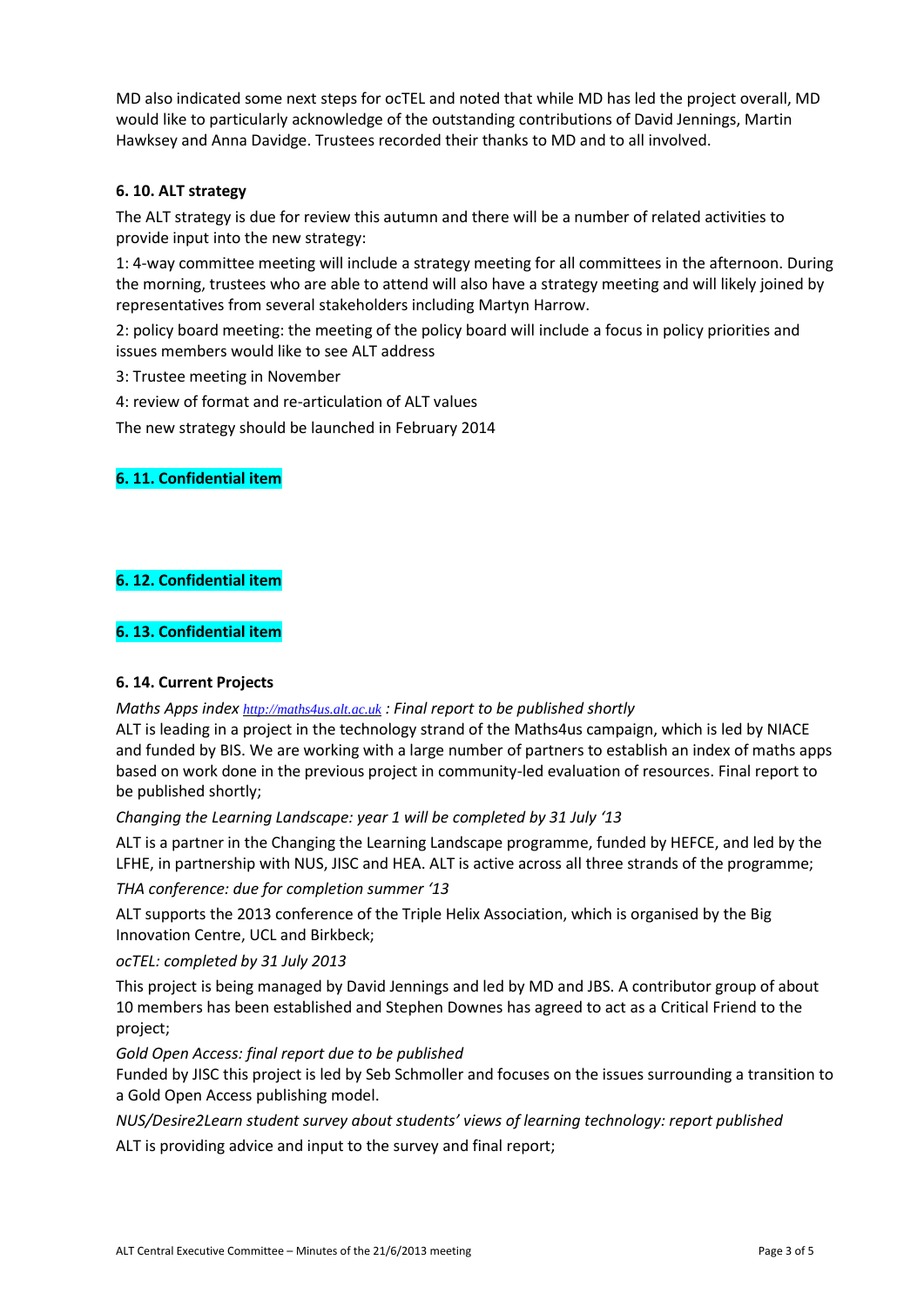MD also indicated some next steps for ocTEL and noted that while MD has led the project overall, MD would like to particularly acknowledge of the outstanding contributions of David Jennings, Martin Hawksey and Anna Davidge. Trustees recorded their thanks to MD and to all involved.

### 6. 10. ALT strategy

The ALT strategy is due for review this autumn and there will be a number of related activities to provide input into the new strategy:

1: 4-way committee meeting will include a strategy meeting for all committees in the afternoon. During the morning, trustees who are able to attend will also have a strategy meeting and will likely joined by representatives from several stakeholders including Martyn Harrow.

2: policy board meeting: the meeting of the policy board will include a focus in policy priorities and issues members would like to see ALT address

3: Trustee meeting in November

4: review of format and re-articulation of ALT values

The new strategy should be launched in February 2014

### 6. 11. Confidential item

### 6. 12. Confidential item

### 6. 13. Confidential item

### 6. 14. Current Projects

*Maths Apps index* http://maths4us.alt.ac.uk *: Final report to be published shortly*

ALT is leading in a project in the technology strand of the Maths4us campaign, which is led by NIACE and funded by BIS. We are working with a large number of partners to establish an index of maths apps based on work done in the previous project in community-led evaluation of resources. Final report to be published shortly;

*Changing the Learning Landscape: year 1 will be completed by 31 July '13*

ALT is a partner in the Changing the Learning Landscape programme, funded by HEFCE, and led by the LFHE, in partnership with NUS, JISC and HEA. ALT is active across all three strands of the programme;

*THA conference: due for completion summer '13*

ALT supports the 2013 conference of the Triple Helix Association, which is organised by the Big Innovation Centre, UCL and Birkbeck;

*ocTEL: completed by 31 July 2013*

This project is being managed by David Jennings and led by MD and JBS. A contributor group of about 10 members has been established and Stephen Downes has agreed to act as a Critical Friend to the project;

*Gold Open Access: final report due to be published*

Funded by JISC this project is led by Seb Schmoller and focuses on the issues surrounding a transition to a Gold Open Access publishing model.

*NUS/Desire2Learn student survey about students' views of learning technology: report published*

ALT is providing advice and input to the survey and final report;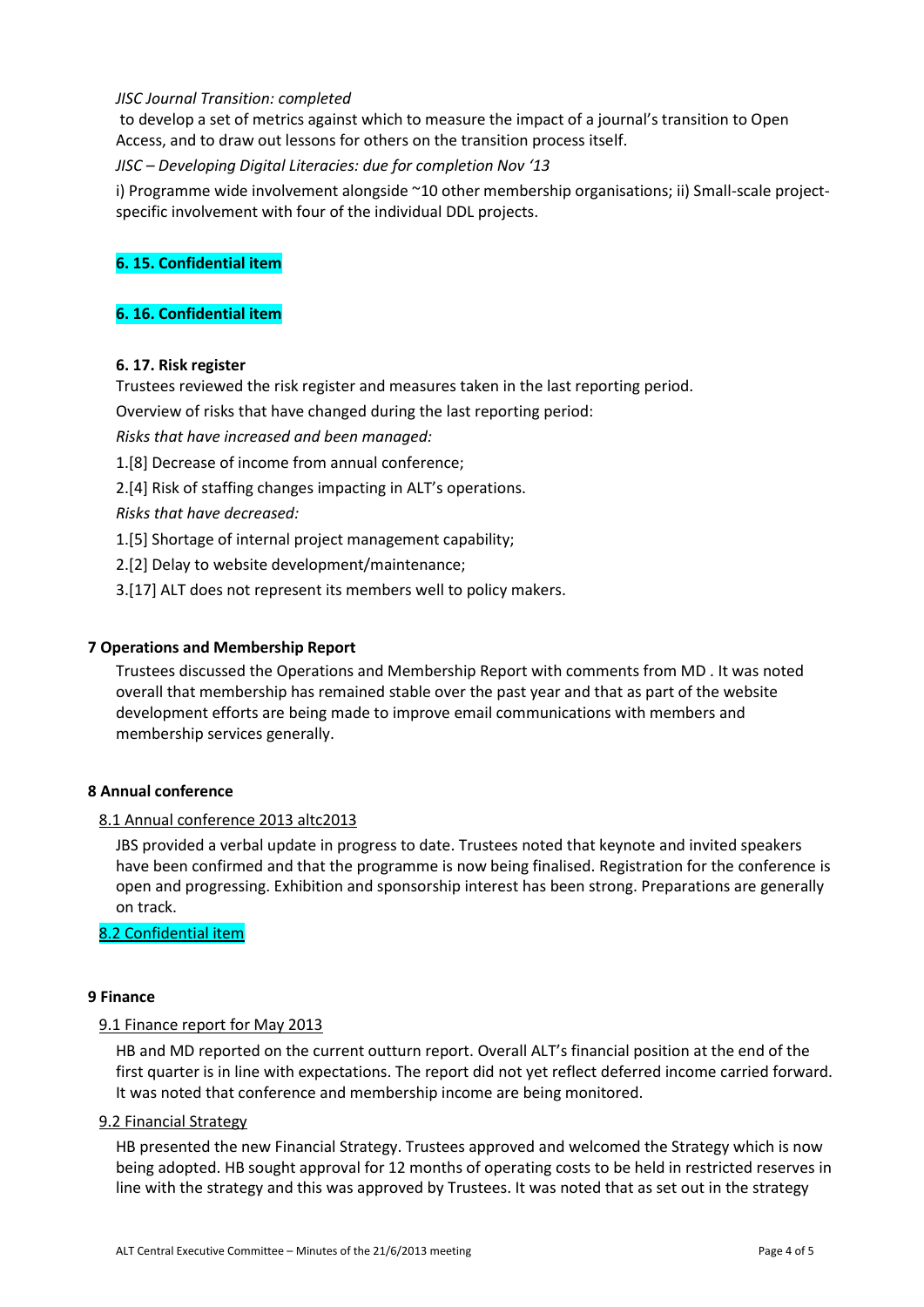*JISC Journal Transition: completed*

to develop a set of metrics against which to measure the impact of a journal's transition to Open Access, and to draw out lessons for others on the transition process itself.

*JISC – Developing Digital Literacies: due for completion Nov '13*

i) Programme wide involvement alongside ~10 other membership organisations; ii) Small-scale project-specific involvement with four of the individual DDL projects.

**6. 15. Confidential item**

**6. 16. Confidential item**

**6. 17. Risk register**

Trustees reviewed the risk register and measures taken in the last reporting period.

Overview of risks that have changed during the last reporting period:

*Risks that have increased and been managed:*

1.[8] Decrease of income from annual conference;

2.[4] Risk of staffing changes impacting in ALT's operations.

*Risks that have decreased:*

1.[5] Shortage of internal project management capability;

2.[2] Delay to website development/maintenance;

3.[17] ALT does not represent its members well to policy makers.

## 7 Operations and Membership Report

Trustees discussed the Operations and Membership Report with comments from MD . It was noted overall that membership has remained stable over the past year and that as part of the website development efforts are being made to improve email communications with members and membership services generally.

## 8 Annual conference

### 8.1 Annual conference 2013 altc2013

JBS provided a verbal update in progress to date. Trustees noted that keynote and invited speakers have been confirmed and that the programme is now being finalised. Registration for the conference is open and progressing. Exhibition and sponsorship interest has been strong. Preparations are generally on track.

### 8.2 Confidential item

## 9 Finance

### 9.1 Finance report for May 2013

HB and MD reported on the current outturn report. Overall ALT's financial position at the end of the first quarter is in line with expectations. The report did not yet reflect deferred income carried forward. It was noted that conference and membership income are being monitored.

### 9.2 Financial Strategy

HB presented the new Financial Strategy. Trustees approved and welcomed the Strategy which is now being adopted. HB sought approval for 12 months of operating costs to be held in restricted reserves in line with the strategy and this was approved by Trustees. It was noted that as set out in the strategy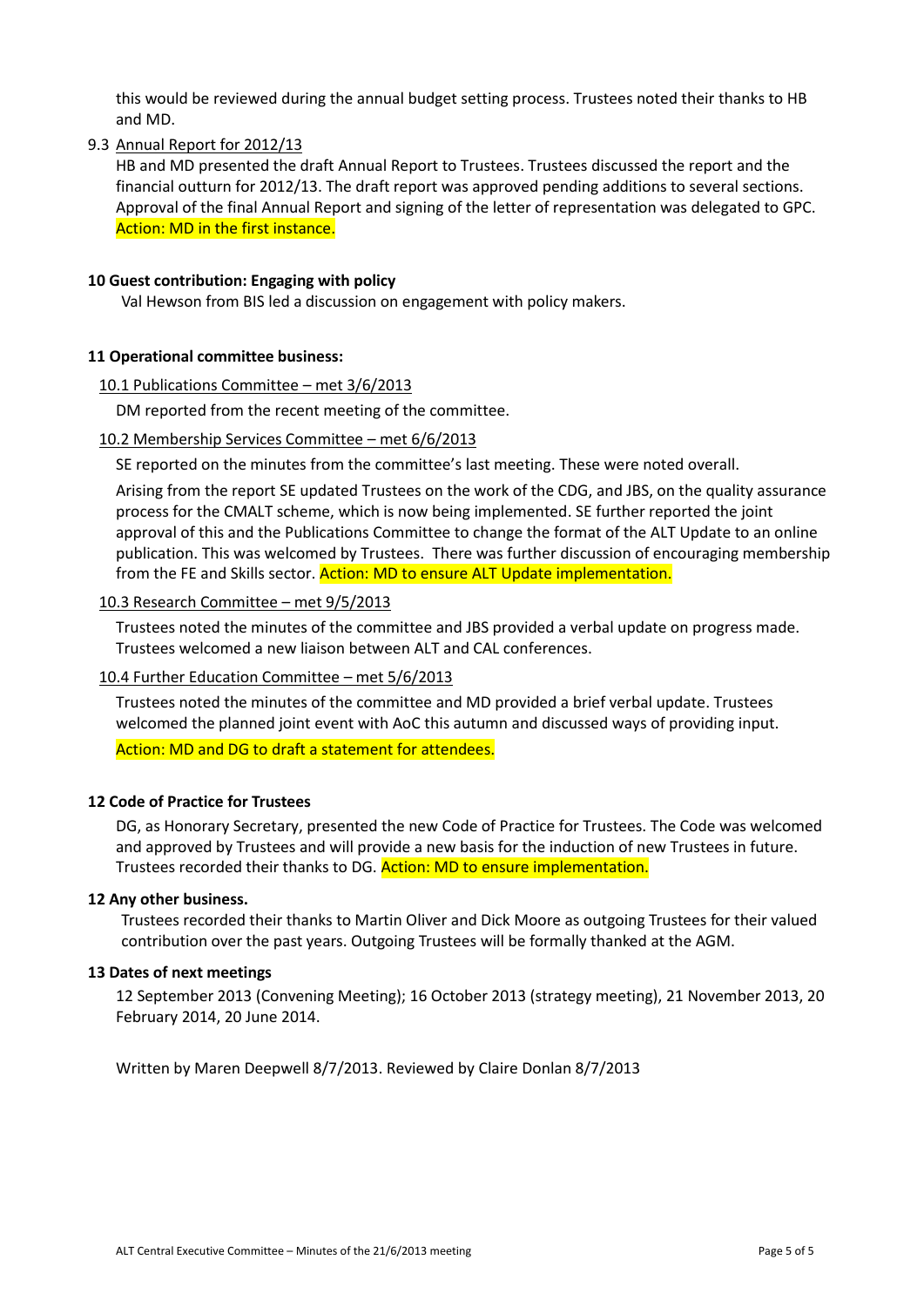this would be reviewed during the annual budget setting process. Trustees noted their thanks to HB and MD.

9.3 Annual Report for 2012/13

HB and MD presented the draft Annual Report to Trustees. Trustees discussed the report and the financial outturn for 2012/13. The draft report was approved pending additions to several sections. Approval of the final Annual Report and signing of the letter of representation was delegated to GPC. Action: MD in the first instance.

**10 Guest contribution: Engaging with policy**

Val Hewson from BIS led a discussion on engagement with policy makers.

**11 Operational committee business:**

10.1 Publications Committee – met 3/6/2013

DM reported from the recent meeting of the committee.

10.2 Membership Services Committee – met 6/6/2013

SE reported on the minutes from the committee's last meeting. These were noted overall.

Arising from the report SE updated Trustees on the work of the CDG, and JBS, on the quality assurance process for the CMALT scheme, which is now being implemented. SE further reported the joint approval of this and the Publications Committee to change the format of the ALT Update to an online publication. This was welcomed by Trustees. There was further discussion of encouraging membership from the FE and Skills sector. Action: MD to ensure ALT Update implementation.

10.3 Research Committee – met 9/5/2013

Trustees noted the minutes of the committee and JBS provided a verbal update on progress made. Trustees welcomed a new liaison between ALT and CAL conferences.

10.4 Further Education Committee – met 5/6/2013

Trustees noted the minutes of the committee and MD provided a brief verbal update. Trustees welcomed the planned joint event with AoC this autumn and discussed ways of providing input.

Action: MD and DG to draft a statement for attendees.

**12 Code of Practice for Trustees**

DG, as Honorary Secretary, presented the new Code of Practice for Trustees. The Code was welcomed and approved by Trustees and will provide a new basis for the induction of new Trustees in future. Trustees recorded their thanks to DG. Action: MD to ensure implementation.

**12 Any other business.**

Trustees recorded their thanks to Martin Oliver and Dick Moore as outgoing Trustees for their valued contribution over the past years. Outgoing Trustees will be formally thanked at the AGM.

**13 Dates of next meetings**

12 September 2013 (Convening Meeting); 16 October 2013 (strategy meeting), 21 November 2013, 20 February 2014, 20 June 2014.

Written by Maren Deepwell 8/7/2013. Reviewed by Claire Donlan 8/7/2013